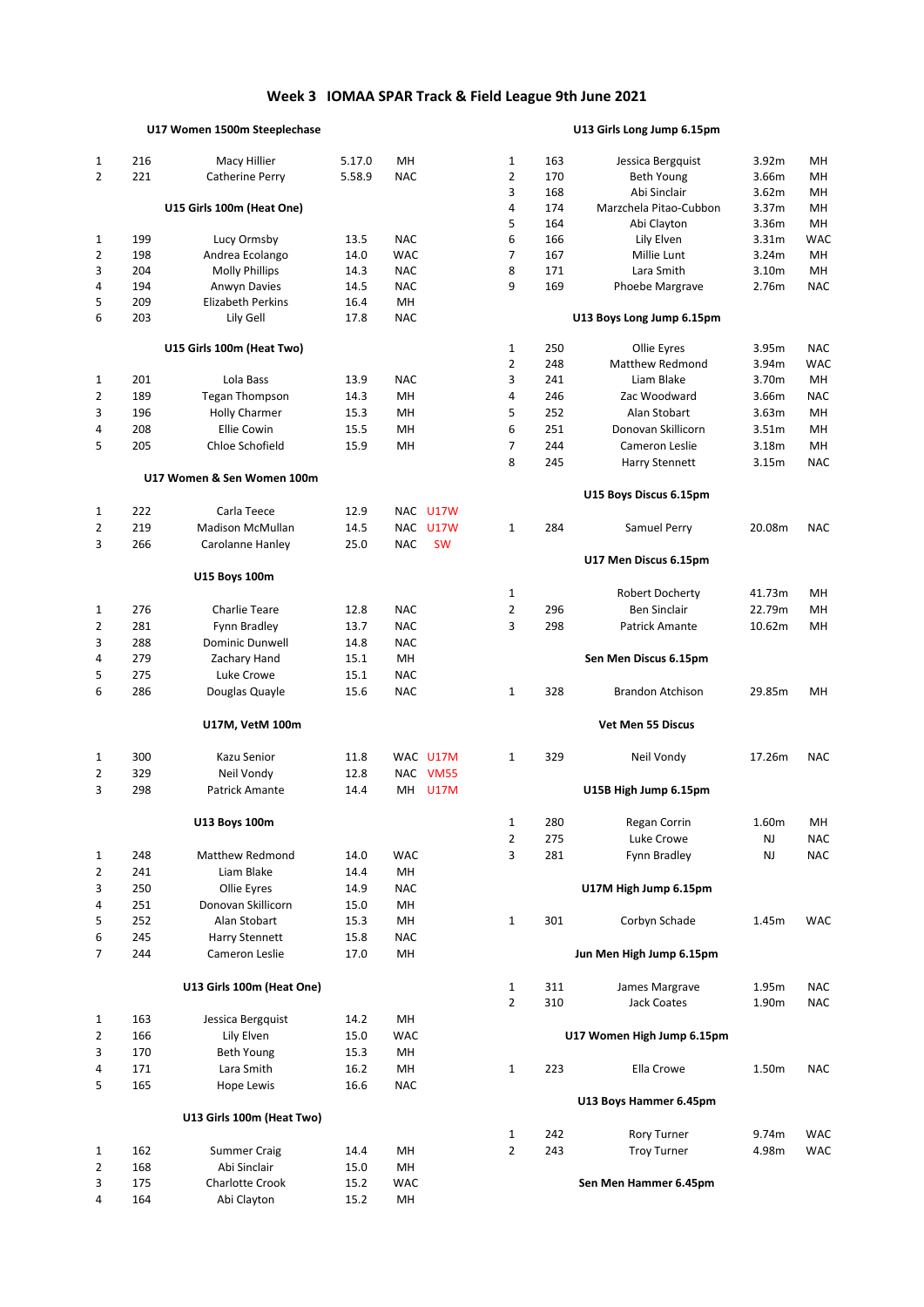# Week 3 IOMAA SPAR Track & Field League 9th June 2021

### U17 Women 1500m Steeplechase

| | | | | | |
|---|---|---|---|---|---|
| 1 | 216 | Macy Hillier | 5.17.0 | MH | |
| 2 | 221 | Catherine Perry | 5.58.9 | NAC | |

### U15 Girls 100m (Heat One)

| | | | | | |
|---|---|---|---|---|---|
| 1 | 199 | Lucy Ormsby | 13.5 | NAC | |
| 2 | 198 | Andrea Ecolango | 14.0 | WAC | |
| 3 | 204 | Molly Phillips | 14.3 | NAC | |
| 4 | 194 | Anwyn Davies | 14.5 | NAC | |
| 5 | 209 | Elizabeth Perkins | 16.4 | MH | |
| 6 | 203 | Lily Gell | 17.8 | NAC | |

### U15 Girls 100m (Heat Two)

| | | | | | |
|---|---|---|---|---|---|
| 1 | 201 | Lola Bass | 13.9 | NAC | |
| 2 | 189 | Tegan Thompson | 14.3 | MH | |
| 3 | 196 | Holly Charmer | 15.3 | MH | |
| 4 | 208 | Ellie Cowin | 15.5 | MH | |
| 5 | 205 | Chloe Schofield | 15.9 | MH | |

### U17 Women & Sen Women 100m

| | | | | | |
|---|---|---|---|---|---|
| 1 | 222 | Carla Teece | 12.9 | NAC | U17W |
| 2 | 219 | Madison McMullan | 14.5 | NAC | U17W |
| 3 | 266 | Carolanne Hanley | 25.0 | NAC | SW |

### U15 Boys 100m

| | | | | | |
|---|---|---|---|---|---|
| 1 | 276 | Charlie Teare | 12.8 | NAC | |
| 2 | 281 | Fynn Bradley | 13.7 | NAC | |
| 3 | 288 | Dominic Dunwell | 14.8 | NAC | |
| 4 | 279 | Zachary Hand | 15.1 | MH | |
| 5 | 275 | Luke Crowe | 15.1 | NAC | |
| 6 | 286 | Douglas Quayle | 15.6 | NAC | |

### U17M, VetM 100m

| | | | | | |
|---|---|---|---|---|---|
| 1 | 300 | Kazu Senior | 11.8 | WAC | U17M |
| 2 | 329 | Neil Vondy | 12.8 | NAC | VM55 |
| 3 | 298 | Patrick Amante | 14.4 | MH | U17M |

### U13 Boys 100m

| | | | | | |
|---|---|---|---|---|---|
| 1 | 248 | Matthew Redmond | 14.0 | WAC | |
| 2 | 241 | Liam Blake | 14.4 | MH | |
| 3 | 250 | Ollie Eyres | 14.9 | NAC | |
| 4 | 251 | Donovan Skillicorn | 15.0 | MH | |
| 5 | 252 | Alan Stobart | 15.3 | MH | |
| 6 | 245 | Harry Stennett | 15.8 | NAC | |
| 7 | 244 | Cameron Leslie | 17.0 | MH | |

### U13 Girls 100m (Heat One)

| | | | | | |
|---|---|---|---|---|---|
| 1 | 163 | Jessica Bergquist | 14.2 | MH | |
| 2 | 166 | Lily Elven | 15.0 | WAC | |
| 3 | 170 | Beth Young | 15.3 | MH | |
| 4 | 171 | Lara Smith | 16.2 | MH | |
| 5 | 165 | Hope Lewis | 16.6 | NAC | |

### U13 Girls 100m (Heat Two)

| | | | | | |
|---|---|---|---|---|---|
| 1 | 162 | Summer Craig | 14.4 | MH | |
| 2 | 168 | Abi Sinclair | 15.0 | MH | |
| 3 | 175 | Charlotte Crook | 15.2 | WAC | |
| 4 | 164 | Abi Clayton | 15.2 | MH | |

### U13 Girls Long Jump 6.15pm

| | | | | |
|---|---|---|---|---|
| 1 | 163 | Jessica Bergquist | 3.92m | MH |
| 2 | 170 | Beth Young | 3.66m | MH |
| 3 | 168 | Abi Sinclair | 3.62m | MH |
| 4 | 174 | Marzchela Pitao-Cubbon | 3.37m | MH |
| 5 | 164 | Abi Clayton | 3.36m | MH |
| 6 | 166 | Lily Elven | 3.31m | WAC |
| 7 | 167 | Millie Lunt | 3.24m | MH |
| 8 | 171 | Lara Smith | 3.10m | MH |
| 9 | 169 | Phoebe Margrave | 2.76m | NAC |

### U13 Boys Long Jump 6.15pm

| | | | | |
|---|---|---|---|---|
| 1 | 250 | Ollie Eyres | 3.95m | NAC |
| 2 | 248 | Matthew Redmond | 3.94m | WAC |
| 3 | 241 | Liam Blake | 3.70m | MH |
| 4 | 246 | Zac Woodward | 3.66m | NAC |
| 5 | 252 | Alan Stobart | 3.63m | MH |
| 6 | 251 | Donovan Skillicorn | 3.51m | MH |
| 7 | 244 | Cameron Leslie | 3.18m | MH |
| 8 | 245 | Harry Stennett | 3.15m | NAC |

### U15 Boys Discus 6.15pm

| | | | | |
|---|---|---|---|---|
| 1 | 284 | Samuel Perry | 20.08m | NAC |

### U17 Men Discus 6.15pm

| | | | | |
|---|---|---|---|---|
| 1 | | Robert Docherty | 41.73m | MH |
| 2 | 296 | Ben Sinclair | 22.79m | MH |
| 3 | 298 | Patrick Amante | 10.62m | MH |

### Sen Men Discus 6.15pm

| | | | | |
|---|---|---|---|---|
| 1 | 328 | Brandon Atchison | 29.85m | MH |

### Vet Men 55 Discus

| | | | | |
|---|---|---|---|---|
| 1 | 329 | Neil Vondy | 17.26m | NAC |

### U15B High Jump 6.15pm

| | | | | |
|---|---|---|---|---|
| 1 | 280 | Regan Corrin | 1.60m | MH |
| 2 | 275 | Luke Crowe | NJ | NAC |
| 3 | 281 | Fynn Bradley | NJ | NAC |

### U17M High Jump 6.15pm

| | | | | |
|---|---|---|---|---|
| 1 | 301 | Corbyn Schade | 1.45m | WAC |

### Jun Men High Jump 6.15pm

| | | | | |
|---|---|---|---|---|
| 1 | 311 | James Margrave | 1.95m | NAC |
| 2 | 310 | Jack Coates | 1.90m | NAC |

### U17 Women High Jump 6.15pm

| | | | | |
|---|---|---|---|---|
| 1 | 223 | Ella Crowe | 1.50m | NAC |

### U13 Boys Hammer 6.45pm

| | | | | |
|---|---|---|---|---|
| 1 | 242 | Rory Turner | 9.74m | WAC |
| 2 | 243 | Troy Turner | 4.98m | WAC |

### Sen Men Hammer 6.45pm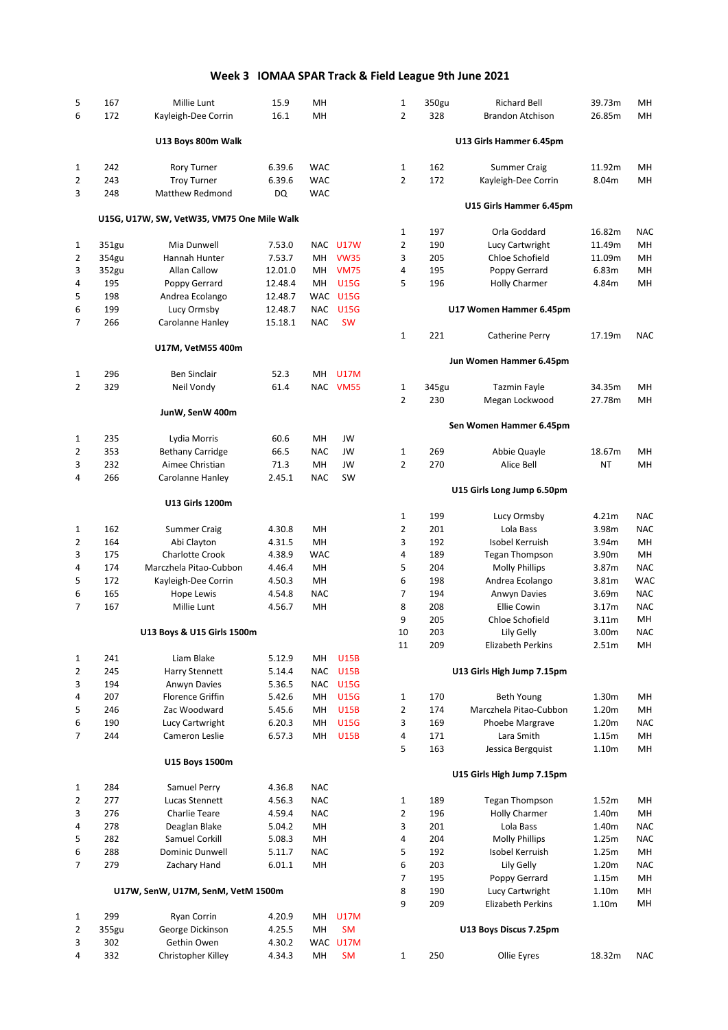# Week 3 IOMAA SPAR Track & Field League 9th June 2021

| | | | | |
|---|---|---|---|---|
| 5 | 167 | Millie Lunt | 15.9 | MH |
| 6 | 172 | Kayleigh-Dee Corrin | 16.1 | MH |

**U13 Boys 800m Walk**

| | | | | |
|---|---|---|---|---|
| 1 | 242 | Rory Turner | 6.39.6 | WAC |
| 2 | 243 | Troy Turner | 6.39.6 | WAC |
| 3 | 248 | Matthew Redmond | DQ | WAC |

**U15G, U17W, SW, VetW35, VM75 One Mile Walk**

| | | | | | |
|---|---|---|---|---|---|
| 1 | 351gu | Mia Dunwell | 7.53.0 | NAC | U17W |
| 2 | 354gu | Hannah Hunter | 7.53.7 | MH | VW35 |
| 3 | 352gu | Allan Callow | 12.01.0 | MH | VM75 |
| 4 | 195 | Poppy Gerrard | 12.48.4 | MH | U15G |
| 5 | 198 | Andrea Ecolango | 12.48.7 | WAC | U15G |
| 6 | 199 | Lucy Ormsby | 12.48.7 | NAC | U15G |
| 7 | 266 | Carolanne Hanley | 15.18.1 | NAC | SW |

**U17M, VetM55 400m**

| | | | | | |
|---|---|---|---|---|---|
| 1 | 296 | Ben Sinclair | 52.3 | MH | U17M |
| 2 | 329 | Neil Vondy | 61.4 | NAC | VM55 |

**JunW, SenW 400m**

| | | | | | |
|---|---|---|---|---|---|
| 1 | 235 | Lydia Morris | 60.6 | MH | JW |
| 2 | 353 | Bethany Carridge | 66.5 | NAC | JW |
| 3 | 232 | Aimee Christian | 71.3 | MH | JW |
| 4 | 266 | Carolanne Hanley | 2.45.1 | NAC | SW |

**U13 Girls 1200m**

| | | | | |
|---|---|---|---|---|
| 1 | 162 | Summer Craig | 4.30.8 | MH |
| 2 | 164 | Abi Clayton | 4.31.5 | MH |
| 3 | 175 | Charlotte Crook | 4.38.9 | WAC |
| 4 | 174 | Marczhela Pitao-Cubbon | 4.46.4 | MH |
| 5 | 172 | Kayleigh-Dee Corrin | 4.50.3 | MH |
| 6 | 165 | Hope Lewis | 4.54.8 | NAC |
| 7 | 167 | Millie Lunt | 4.56.7 | MH |

**U13 Boys & U15 Girls 1500m**

| | | | | | |
|---|---|---|---|---|---|
| 1 | 241 | Liam Blake | 5.12.9 | MH | U15B |
| 2 | 245 | Harry Stennett | 5.14.4 | NAC | U15B |
| 3 | 194 | Anwyn Davies | 5.36.5 | NAC | U15G |
| 4 | 207 | Florence Griffin | 5.42.6 | MH | U15G |
| 5 | 246 | Zac Woodward | 5.45.6 | MH | U15B |
| 6 | 190 | Lucy Cartwright | 6.20.3 | MH | U15G |
| 7 | 244 | Cameron Leslie | 6.57.3 | MH | U15B |

**U15 Boys 1500m**

| | | | | |
|---|---|---|---|---|
| 1 | 284 | Samuel Perry | 4.36.8 | NAC |
| 2 | 277 | Lucas Stennett | 4.56.3 | NAC |
| 3 | 276 | Charlie Teare | 4.59.4 | NAC |
| 4 | 278 | Deaglan Blake | 5.04.2 | MH |
| 5 | 282 | Samuel Corkill | 5.08.3 | MH |
| 6 | 288 | Dominic Dunwell | 5.11.7 | NAC |
| 7 | 279 | Zachary Hand | 6.01.1 | MH |

**U17W, SenW, U17M, SenM, VetM 1500m**

| | | | | | |
|---|---|---|---|---|---|
| 1 | 299 | Ryan Corrin | 4.20.9 | MH | U17M |
| 2 | 355gu | George Dickinson | 4.25.5 | MH | SM |
| 3 | 302 | Gethin Owen | 4.30.2 | WAC | U17M |
| 4 | 332 | Christopher Killey | 4.34.3 | MH | SM |

| | | | | |
|---|---|---|---|---|
| 1 | 350gu | Richard Bell | 39.73m | MH |
| 2 | 328 | Brandon Atchison | 26.85m | MH |

**U13 Girls Hammer 6.45pm**

| | | | | |
|---|---|---|---|---|
| 1 | 162 | Summer Craig | 11.92m | MH |
| 2 | 172 | Kayleigh-Dee Corrin | 8.04m | MH |

**U15 Girls Hammer 6.45pm**

| | | | | |
|---|---|---|---|---|
| 1 | 197 | Orla Goddard | 16.82m | NAC |
| 2 | 190 | Lucy Cartwright | 11.49m | MH |
| 3 | 205 | Chloe Schofield | 11.09m | MH |
| 4 | 195 | Poppy Gerrard | 6.83m | MH |
| 5 | 196 | Holly Charmer | 4.84m | MH |

**U17 Women Hammer 6.45pm**

| | | | | |
|---|---|---|---|---|
| 1 | 221 | Catherine Perry | 17.19m | NAC |

**Jun Women Hammer 6.45pm**

| | | | | |
|---|---|---|---|---|
| 1 | 345gu | Tazmin Fayle | 34.35m | MH |
| 2 | 230 | Megan Lockwood | 27.78m | MH |

**Sen Women Hammer 6.45pm**

| | | | | |
|---|---|---|---|---|
| 1 | 269 | Abbie Quayle | 18.67m | MH |
| 2 | 270 | Alice Bell | NT | MH |

**U15 Girls Long Jump 6.50pm**

| | | | | |
|---|---|---|---|---|
| 1 | 199 | Lucy Ormsby | 4.21m | NAC |
| 2 | 201 | Lola Bass | 3.98m | NAC |
| 3 | 192 | Isobel Kerruish | 3.94m | MH |
| 4 | 189 | Tegan Thompson | 3.90m | MH |
| 5 | 204 | Molly Phillips | 3.87m | NAC |
| 6 | 198 | Andrea Ecolango | 3.81m | WAC |
| 7 | 194 | Anwyn Davies | 3.69m | NAC |
| 8 | 208 | Ellie Cowin | 3.17m | NAC |
| 9 | 205 | Chloe Schofield | 3.11m | MH |
| 10 | 203 | Lily Gelly | 3.00m | NAC |
| 11 | 209 | Elizabeth Perkins | 2.51m | MH |

**U13 Girls High Jump 7.15pm**

| | | | | |
|---|---|---|---|---|
| 1 | 170 | Beth Young | 1.30m | MH |
| 2 | 174 | Marczhela Pitao-Cubbon | 1.20m | MH |
| 3 | 169 | Phoebe Margrave | 1.20m | NAC |
| 4 | 171 | Lara Smith | 1.15m | MH |
| 5 | 163 | Jessica Bergquist | 1.10m | MH |

**U15 Girls High Jump 7.15pm**

| | | | | |
|---|---|---|---|---|
| 1 | 189 | Tegan Thompson | 1.52m | MH |
| 2 | 196 | Holly Charmer | 1.40m | MH |
| 3 | 201 | Lola Bass | 1.40m | NAC |
| 4 | 204 | Molly Phillips | 1.25m | NAC |
| 5 | 192 | Isobel Kerruish | 1.25m | MH |
| 6 | 203 | Lily Gelly | 1.20m | NAC |
| 7 | 195 | Poppy Gerrard | 1.15m | MH |
| 8 | 190 | Lucy Cartwright | 1.10m | MH |
| 9 | 209 | Elizabeth Perkins | 1.10m | MH |

**U13 Boys Discus 7.25pm**

| | | | | |
|---|---|---|---|---|
| 1 | 250 | Ollie Eyres | 18.32m | NAC |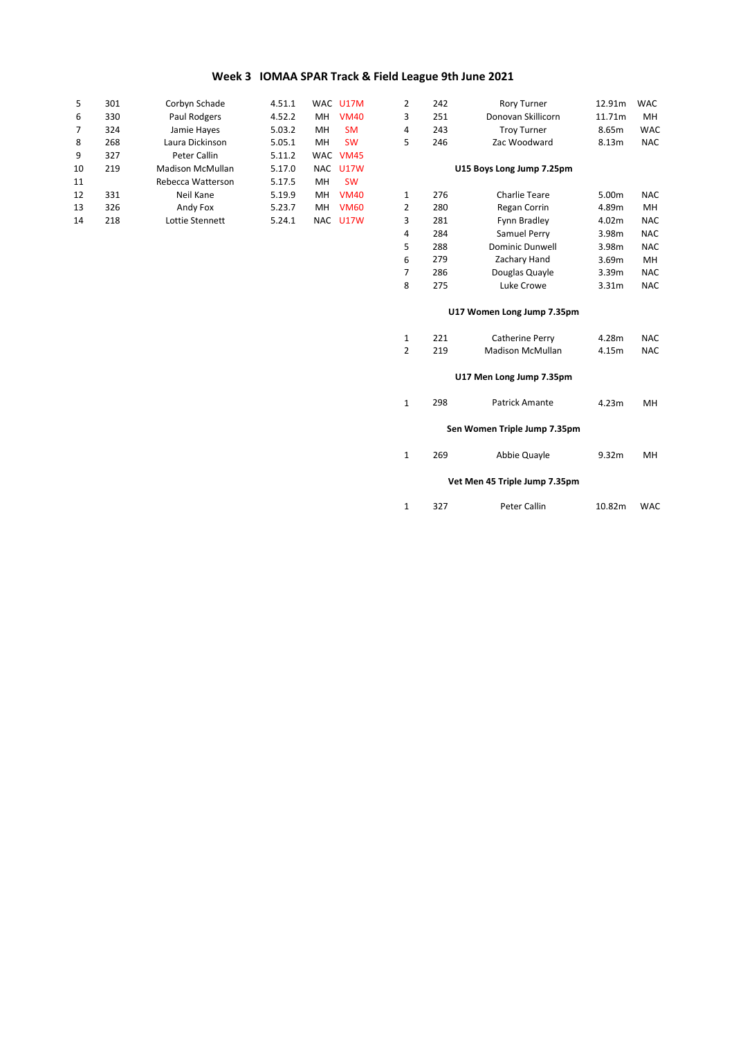# Week 3 IOMAA SPAR Track & Field League 9th June 2021

| | | | | | |
|---|---|---|---|---|---|
| 5 | 301 | Corbyn Schade | 4.51.1 | WAC | U17M |
| 6 | 330 | Paul Rodgers | 4.52.2 | MH | VM40 |
| 7 | 324 | Jamie Hayes | 5.03.2 | MH | SM |
| 8 | 268 | Laura Dickinson | 5.05.1 | MH | SW |
| 9 | 327 | Peter Callin | 5.11.2 | WAC | VM45 |
| 10 | 219 | Madison McMullan | 5.17.0 | NAC | U17W |
| 11 | | Rebecca Watterson | 5.17.5 | MH | SW |
| 12 | 331 | Neil Kane | 5.19.9 | MH | VM40 |
| 13 | 326 | Andy Fox | 5.23.7 | MH | VM60 |
| 14 | 218 | Lottie Stennett | 5.24.1 | NAC | U17W |

| | | | | |
|---|---|---|---|---|
| 2 | 242 | Rory Turner | 12.91m | WAC |
| 3 | 251 | Donovan Skillicorn | 11.71m | MH |
| 4 | 243 | Troy Turner | 8.65m | WAC |
| 5 | 246 | Zac Woodward | 8.13m | NAC |

### U15 Boys Long Jump 7.25pm

| | | | | |
|---|---|---|---|---|
| 1 | 276 | Charlie Teare | 5.00m | NAC |
| 2 | 280 | Regan Corrin | 4.89m | MH |
| 3 | 281 | Fynn Bradley | 4.02m | NAC |
| 4 | 284 | Samuel Perry | 3.98m | NAC |
| 5 | 288 | Dominic Dunwell | 3.98m | NAC |
| 6 | 279 | Zachary Hand | 3.69m | MH |
| 7 | 286 | Douglas Quayle | 3.39m | NAC |
| 8 | 275 | Luke Crowe | 3.31m | NAC |

### U17 Women Long Jump 7.35pm

| | | | | |
|---|---|---|---|---|
| 1 | 221 | Catherine Perry | 4.28m | NAC |
| 2 | 219 | Madison McMullan | 4.15m | NAC |

### U17 Men Long Jump 7.35pm

| | | | | |
|---|---|---|---|---|
| 1 | 298 | Patrick Amante | 4.23m | MH |

### Sen Women Triple Jump 7.35pm

| | | | | |
|---|---|---|---|---|
| 1 | 269 | Abbie Quayle | 9.32m | MH |

### Vet Men 45 Triple Jump 7.35pm

| | | | | |
|---|---|---|---|---|
| 1 | 327 | Peter Callin | 10.82m | WAC |